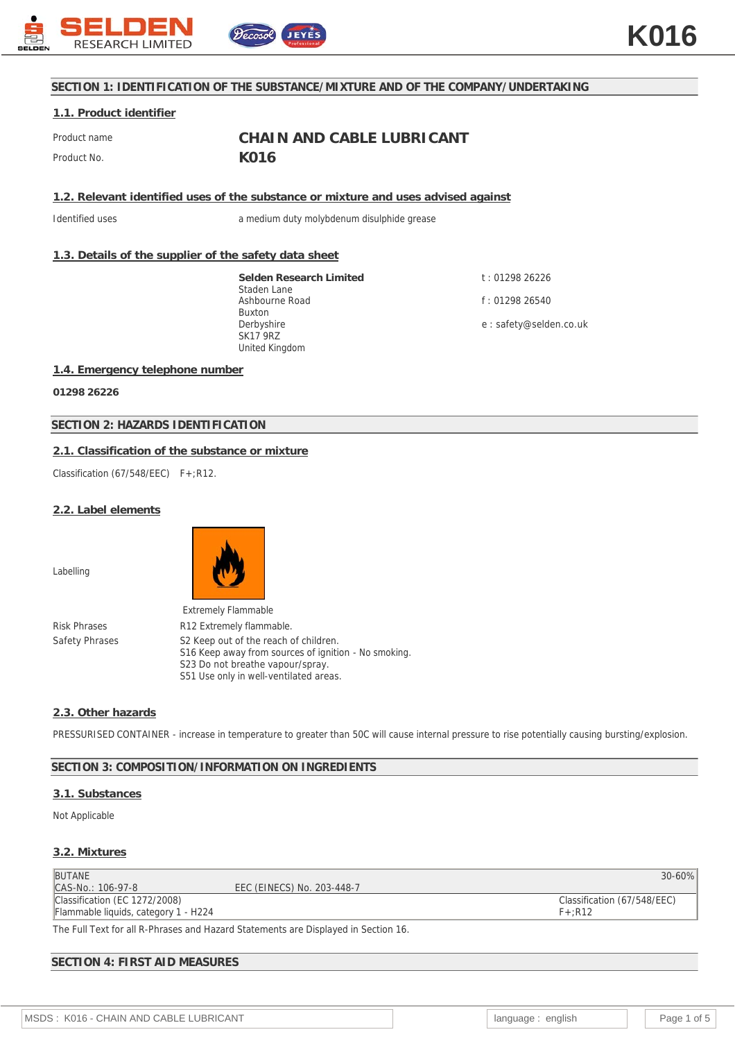K016

## SECTION 1: IDENTIFICATION OF THE SUBSTANCE/MIXTURE AND OF THE COMPANY/UNDERTAKING

### 1.1. Product identifier

Product name **CHAIN AND CABLE LUBRICANT**

Product No. **K016**

### 1.2. Relevant identified uses of the substance or mixture and uses advised against

Identified uses a medium duty molybdenum disulphide grease

### 1.3. Details of the supplier of the safety data sheet

**Selden Research Limited**
Staden Lane
Ashbourne Road
Buxton
Derbyshire
SK17 9RZ
United Kingdom

t : 01298 26226

f : 01298 26540

e : safety@selden.co.uk

### 1.4. Emergency telephone number

**01298 26226**

## SECTION 2: HAZARDS IDENTIFICATION

### 2.1. Classification of the substance or mixture

Classification (67/548/EEC) F+;R12.

### 2.2. Label elements

Labelling

Extremely Flammable

Risk Phrases R12 Extremely flammable.

Safety Phrases
S2 Keep out of the reach of children.
S16 Keep away from sources of ignition - No smoking.
S23 Do not breathe vapour/spray.
S51 Use only in well-ventilated areas.

### 2.3. Other hazards

PRESSURISED CONTAINER - increase in temperature to greater than 50C will cause internal pressure to rise potentially causing bursting/explosion.

## SECTION 3: COMPOSITION/INFORMATION ON INGREDIENTS

### 3.1. Substances

Not Applicable

### 3.2. Mixtures

| BUTANE | | 30-60% |
|---|---|---|
| CAS-No.: 106-97-8 | EEC (EINECS) No. 203-448-7 | |
| Classification (EC 1272/2008)<br>Flammable liquids, category 1 - H224 | | Classification (67/548/EEC)<br>F+;R12 |

The Full Text for all R-Phrases and Hazard Statements are Displayed in Section 16.

## SECTION 4: FIRST AID MEASURES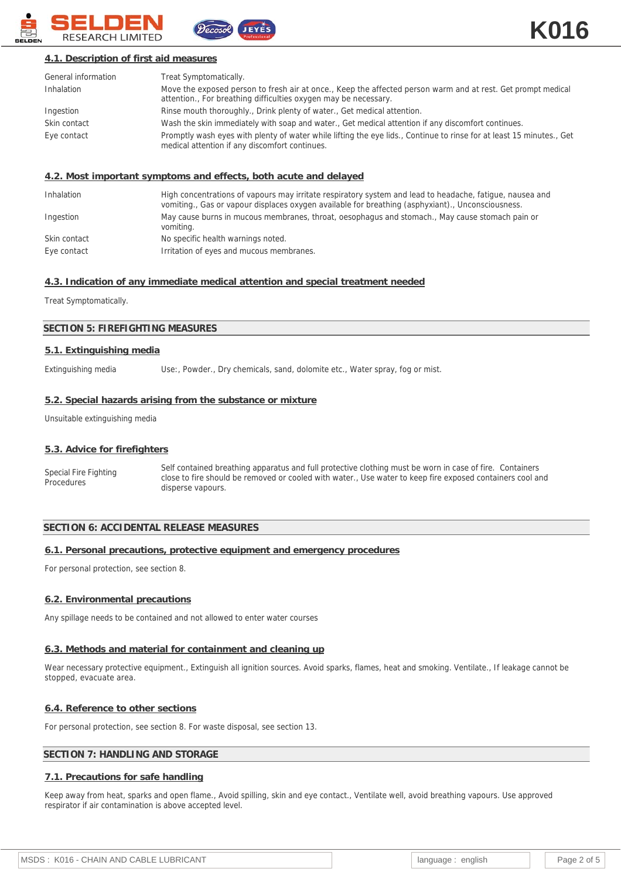### 4.1. Description of first aid measures

| | |
|---|---|
| General information | Treat Symptomatically. |
| Inhalation | Move the exposed person to fresh air at once., Keep the affected person warm and at rest. Get prompt medical attention., For breathing difficulties oxygen may be necessary. |
| Ingestion | Rinse mouth thoroughly., Drink plenty of water., Get medical attention. |
| Skin contact | Wash the skin immediately with soap and water., Get medical attention if any discomfort continues. |
| Eye contact | Promptly wash eyes with plenty of water while lifting the eye lids., Continue to rinse for at least 15 minutes., Get medical attention if any discomfort continues. |

### 4.2. Most important symptoms and effects, both acute and delayed

| | |
|---|---|
| Inhalation | High concentrations of vapours may irritate respiratory system and lead to headache, fatigue, nausea and vomiting., Gas or vapour displaces oxygen available for breathing (asphyxiant)., Unconsciousness. |
| Ingestion | May cause burns in mucous membranes, throat, oesophagus and stomach., May cause stomach pain or vomiting. |
| Skin contact | No specific health warnings noted. |
| Eye contact | Irritation of eyes and mucous membranes. |

### 4.3. Indication of any immediate medical attention and special treatment needed

Treat Symptomatically.

## SECTION 5: FIREFIGHTING MEASURES

### 5.1. Extinguishing media

| | |
|---|---|
| Extinguishing media | Use:, Powder., Dry chemicals, sand, dolomite etc., Water spray, fog or mist. |

### 5.2. Special hazards arising from the substance or mixture

Unsuitable extinguishing media

### 5.3. Advice for firefighters

| | |
|---|---|
| Special Fire Fighting Procedures | Self contained breathing apparatus and full protective clothing must be worn in case of fire. Containers close to fire should be removed or cooled with water., Use water to keep fire exposed containers cool and disperse vapours. |

## SECTION 6: ACCIDENTAL RELEASE MEASURES

### 6.1. Personal precautions, protective equipment and emergency procedures

For personal protection, see section 8.

### 6.2. Environmental precautions

Any spillage needs to be contained and not allowed to enter water courses

### 6.3. Methods and material for containment and cleaning up

Wear necessary protective equipment., Extinguish all ignition sources. Avoid sparks, flames, heat and smoking. Ventilate., If leakage cannot be stopped, evacuate area.

### 6.4. Reference to other sections

For personal protection, see section 8. For waste disposal, see section 13.

## SECTION 7: HANDLING AND STORAGE

### 7.1. Precautions for safe handling

Keep away from heat, sparks and open flame., Avoid spilling, skin and eye contact., Ventilate well, avoid breathing vapours. Use approved respirator if air contamination is above accepted level.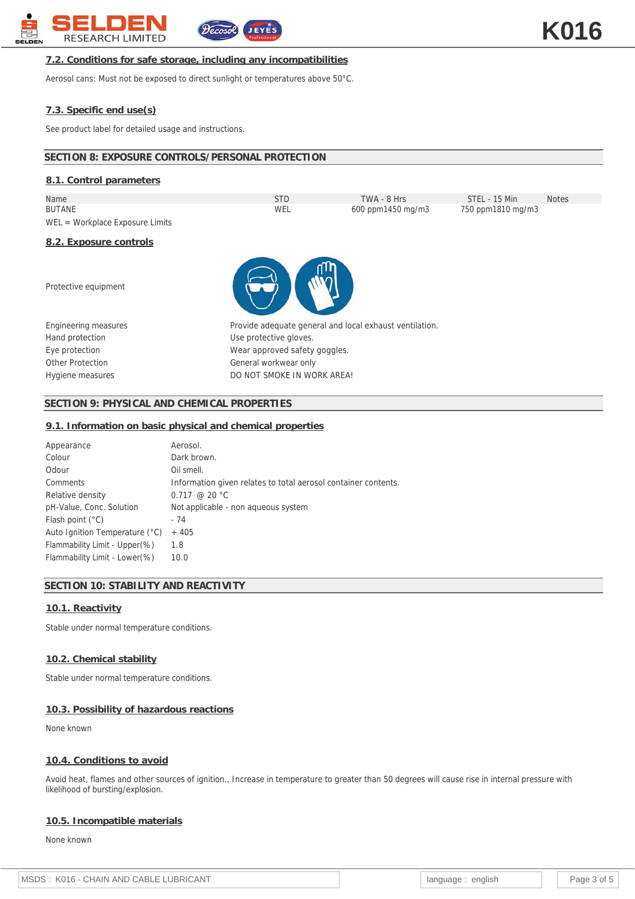### 7.2. Conditions for safe storage, including any incompatibilities

Aerosol cans: Must not be exposed to direct sunlight or temperatures above 50°C.

### 7.3. Specific end use(s)

See product label for detailed usage and instructions.

## SECTION 8: EXPOSURE CONTROLS/PERSONAL PROTECTION

### 8.1. Control parameters

| Name | STD | TWA - 8 Hrs | STEL - 15 Min | Notes |
|---|---|---|---|---|
| BUTANE | WEL | 600 ppm1450 mg/m3 | 750 ppm1810 mg/m3 | |

WEL = Workplace Exposure Limits

### 8.2. Exposure controls

| | |
|---|---|
| Protective equipment | |
| Engineering measures | Provide adequate general and local exhaust ventilation. |
| Hand protection | Use protective gloves. |
| Eye protection | Wear approved safety goggles. |
| Other Protection | General workwear only |
| Hygiene measures | DO NOT SMOKE IN WORK AREA! |

## SECTION 9: PHYSICAL AND CHEMICAL PROPERTIES

### 9.1. Information on basic physical and chemical properties

| | |
|---|---|
| Appearance | Aerosol. |
| Colour | Dark brown. |
| Odour | Oil smell. |
| Comments | Information given relates to total aerosol container contents. |
| Relative density | 0.717 @ 20 °C |
| pH-Value, Conc. Solution | Not applicable - non aqueous system |
| Flash point (°C) | - 74 |
| Auto Ignition Temperature (°C) | + 405 |
| Flammability Limit - Upper(%) | 1.8 |
| Flammability Limit - Lower(%) | 10.0 |

## SECTION 10: STABILITY AND REACTIVITY

### 10.1. Reactivity

Stable under normal temperature conditions.

### 10.2. Chemical stability

Stable under normal temperature conditions.

### 10.3. Possibility of hazardous reactions

None known

### 10.4. Conditions to avoid

Avoid heat, flames and other sources of ignition., Increase in temperature to greater than 50 degrees will cause rise in internal pressure with likelihood of bursting/explosion.

### 10.5. Incompatible materials

None known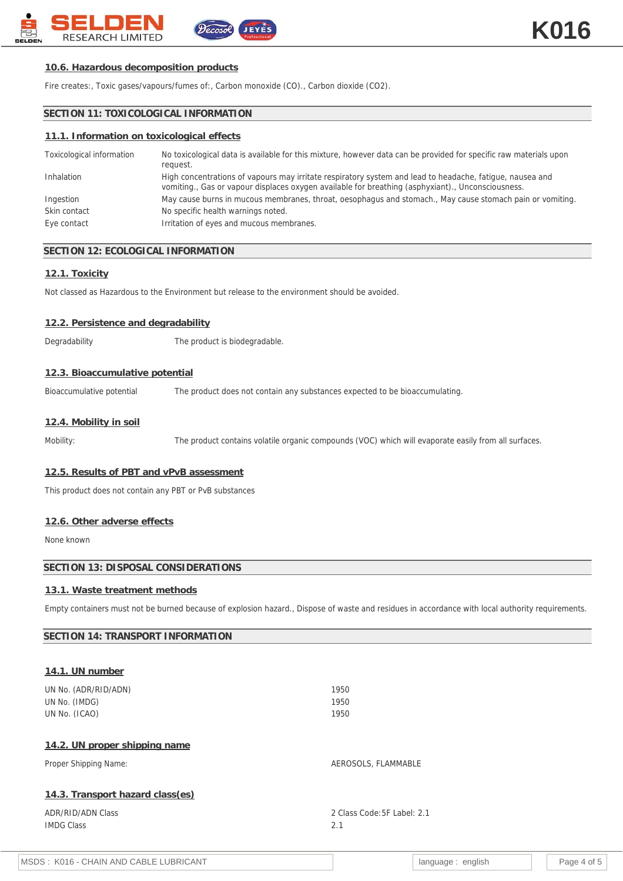### 10.6. Hazardous decomposition products

Fire creates:, Toxic gases/vapours/fumes of:, Carbon monoxide (CO)., Carbon dioxide (CO2).

## SECTION 11: TOXICOLOGICAL INFORMATION

### 11.1. Information on toxicological effects

| | |
|---|---|
| Toxicological information | No toxicological data is available for this mixture, however data can be provided for specific raw materials upon request. |
| Inhalation | High concentrations of vapours may irritate respiratory system and lead to headache, fatigue, nausea and vomiting., Gas or vapour displaces oxygen available for breathing (asphyxiant)., Unconsciousness. |
| Ingestion | May cause burns in mucous membranes, throat, oesophagus and stomach., May cause stomach pain or vomiting. |
| Skin contact | No specific health warnings noted. |
| Eye contact | Irritation of eyes and mucous membranes. |

## SECTION 12: ECOLOGICAL INFORMATION

### 12.1. Toxicity

Not classed as Hazardous to the Environment but release to the environment should be avoided.

### 12.2. Persistence and degradability

| | |
|---|---|
| Degradability | The product is biodegradable. |

### 12.3. Bioaccumulative potential

| | |
|---|---|
| Bioaccumulative potential | The product does not contain any substances expected to be bioaccumulating. |

### 12.4. Mobility in soil

| | |
|---|---|
| Mobility: | The product contains volatile organic compounds (VOC) which will evaporate easily from all surfaces. |

### 12.5. Results of PBT and vPvB assessment

This product does not contain any PBT or PvB substances

### 12.6. Other adverse effects

None known

## SECTION 13: DISPOSAL CONSIDERATIONS

### 13.1. Waste treatment methods

Empty containers must not be burned because of explosion hazard., Dispose of waste and residues in accordance with local authority requirements.

## SECTION 14: TRANSPORT INFORMATION

### 14.1. UN number

| | |
|---|---|
| UN No. (ADR/RID/ADN) | 1950 |
| UN No. (IMDG) | 1950 |
| UN No. (ICAO) | 1950 |

### 14.2. UN proper shipping name

| | |
|---|---|
| Proper Shipping Name: | AEROSOLS, FLAMMABLE |

### 14.3. Transport hazard class(es)

| | |
|---|---|
| ADR/RID/ADN Class | 2 Class Code:5F Label: 2.1 |
| IMDG Class | 2.1 |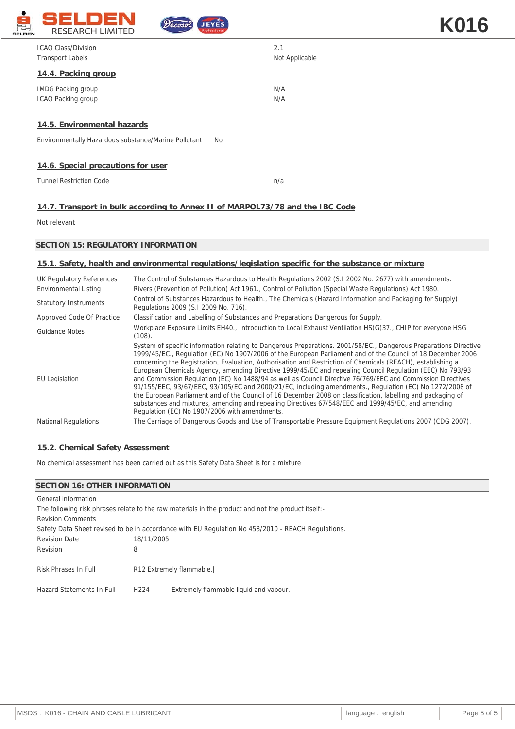| | |
|---|---|
| ICAO Class/Division | 2.1 |
| Transport Labels | Not Applicable |

### 14.4. Packing group

| | |
|---|---|
| IMDG Packing group | N/A |
| ICAO Packing group | N/A |

### 14.5. Environmental hazards

Environmentally Hazardous substance/Marine Pollutant No

### 14.6. Special precautions for user

| | |
|---|---|
| Tunnel Restriction Code | n/a |

### 14.7. Transport in bulk according to Annex II of MARPOL73/78 and the IBC Code

Not relevant

## SECTION 15: REGULATORY INFORMATION

### 15.1. Safety, health and environmental regulations/legislation specific for the substance or mixture

| | |
|---|---|
| UK Regulatory References | The Control of Substances Hazardous to Health Regulations 2002 (S.I 2002 No. 2677) with amendments. |
| Environmental Listing | Rivers (Prevention of Pollution) Act 1961., Control of Pollution (Special Waste Regulations) Act 1980. |
| Statutory Instruments | Control of Substances Hazardous to Health., The Chemicals (Hazard Information and Packaging for Supply) Regulations 2009 (S.I 2009 No. 716). |
| Approved Code Of Practice | Classification and Labelling of Substances and Preparations Dangerous for Supply. |
| Guidance Notes | Workplace Exposure Limits EH40., Introduction to Local Exhaust Ventilation HS(G)37., CHIP for everyone HSG (108). |
| EU Legislation | System of specific information relating to Dangerous Preparations. 2001/58/EC., Dangerous Preparations Directive 1999/45/EC., Regulation (EC) No 1907/2006 of the European Parliament and of the Council of 18 December 2006 concerning the Registration, Evaluation, Authorisation and Restriction of Chemicals (REACH), establishing a European Chemicals Agency, amending Directive 1999/45/EC and repealing Council Regulation (EEC) No 793/93 and Commission Regulation (EC) No 1488/94 as well as Council Directive 76/769/EEC and Commission Directives 91/155/EEC, 93/67/EEC, 93/105/EC and 2000/21/EC, including amendments., Regulation (EC) No 1272/2008 of the European Parliament and of the Council of 16 December 2008 on classification, labelling and packaging of substances and mixtures, amending and repealing Directives 67/548/EEC and 1999/45/EC, and amending Regulation (EC) No 1907/2006 with amendments. |
| National Regulations | The Carriage of Dangerous Goods and Use of Transportable Pressure Equipment Regulations 2007 (CDG 2007). |

### 15.2. Chemical Safety Assessment

No chemical assessment has been carried out as this Safety Data Sheet is for a mixture

## SECTION 16: OTHER INFORMATION

General information

The following risk phrases relate to the raw materials in the product and not the product itself:-

Revision Comments

Safety Data Sheet revised to be in accordance with EU Regulation No 453/2010 - REACH Regulations.

| | |
|---|---|
| Revision Date | 18/11/2005 |
| Revision | 8 |
| Risk Phrases In Full | R12 Extremely flammable.\| |
| Hazard Statements In Full | H224 Extremely flammable liquid and vapour. |